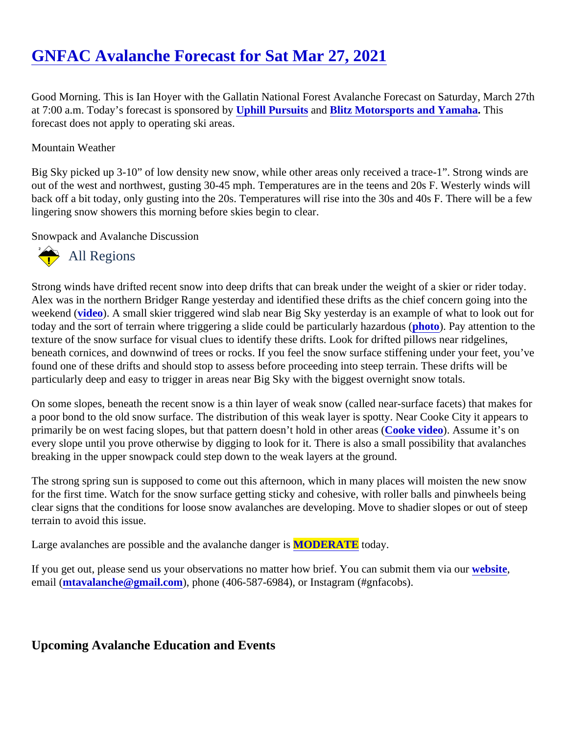# GNFAC Avalanche Forecast for Sat Mar 27, 2021

Good Morning. This is Ian Hoyer with the Gallatin National Forest Avalanche Forecast on Saturday, March 27th at 7:00 a.m. Today's forecast is sponsored by **Uphill Pursuits** and **Blitz Motorsports and Yamaha**. This forecast does not apply to operating ski areas.

Mountain Weather

Big Sky picked up 3-10" of low density new snow, while other areas only received a trace-1". Strong winds are out of the west and northwest, gusting 30-45 mph. Temperatures are in the teens and 20s F. Westerly winds will back off a bit today, only gusting into the 20s. Temperatures will rise into the 30s and 40s F. There will be a few lingering snow showers this morning before skies begin to clear.

Snowpack and Avalanche Discussion

## All Regions

Strong winds have drifted recent snow into deep drifts that can break under the weight of a skier or rider today. Alex was in the northern Bridger Range yesterday and identified these drifts as the chief concern going into the weekend (video). A small skier triggered wind slab near Big Sky yesterday is an example of what to look out for today and the sort of terrain where triggering a slide could be particularly hazardous (photo). Pay attention to the texture of the snow surface for visual clues to identify these drifts. Look for drifted pillows near ridgelines, beneath cornices, and downwind of trees or rocks. If you feel the snow surface stiffening under your feet, you've found one of these drifts and should stop to assess before proceeding into steep terrain. These drifts will be particularly deep and easy to trigger in areas near Big Sky with the biggest overnight snow totals.

On some slopes, beneath the recent snow is a thin layer of weak snow (called near-surface facets) that makes for a poor bond to the old snow surface. The distribution of this weak layer is spotty. Near Cooke City it appears to primarily be on west facing slopes, but that pattern doesn't hold in other areas (Cooke video). Assume it's on every slope until you prove otherwise by digging to look for it. There is also a small possibility that avalanches breaking in the upper snowpack could step down to the weak layers at the ground.

The strong spring sun is supposed to come out this afternoon, which in many places will moisten the new snow for the first time. Watch for the snow surface getting sticky and cohesive, with roller balls and pinwheels being clear signs that the conditions for loose snow avalanches are developing. Move to shadier slopes or out of steep terrain to avoid this issue.

Large avalanches are possible and the avalanche danger is **MODERATE** today.

If you get out, please send us your observations no matter how brief. You can submit them via our website, email (**mtavalanche@gmail.com**), phone (406-587-6984), or Instagram (#gnfacobs).

## Upcoming Avalanche Education and Events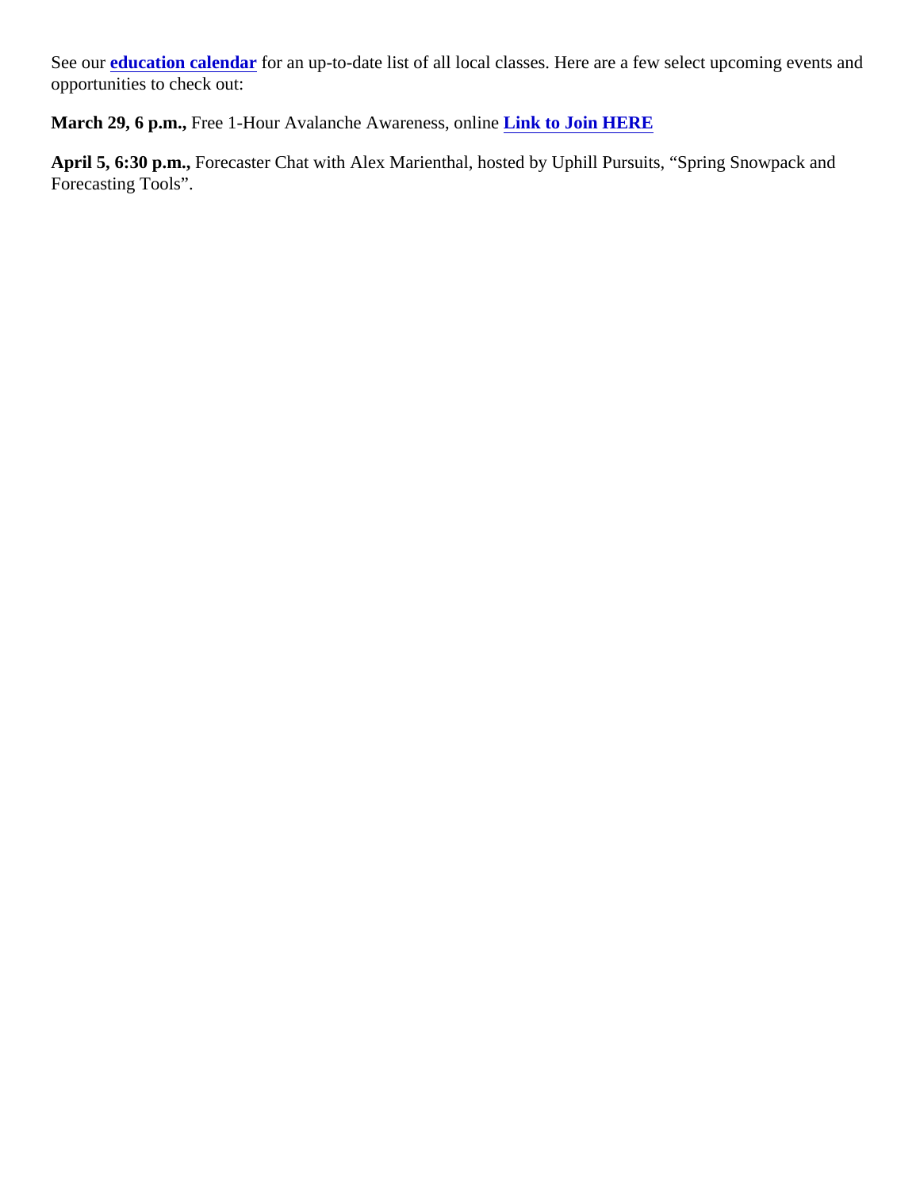See our **education calendar** for an up-to-date list of all local classes. Here are a few select upcoming events and opportunities to check out:

**March 29, 6 p.m.,** Free 1-Hour Avalanche Awareness, online **Link to Join HERE**

**April 5, 6:30 p.m.,** Forecaster Chat with Alex Marienthal, hosted by Uphill Pursuits, "Spring Snowpack and Forecasting Tools".